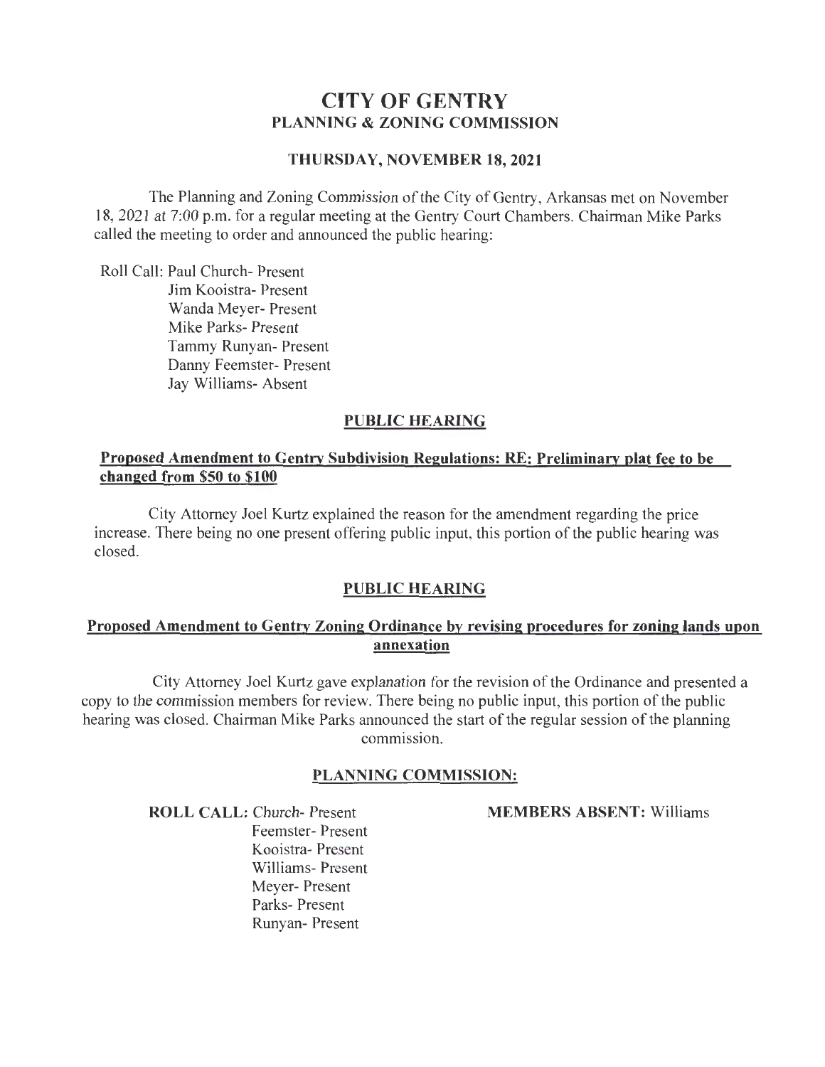# CITY OF GENTRY
## PLANNING & ZONING COMMISSION

### THURSDAY, NOVEMBER 18, 2021

The Planning and Zoning Commission of the City of Gentry, Arkansas met on November 18, 2021 at 7:00 p.m. for a regular meeting at the Gentry Court Chambers. Chairman Mike Parks called the meeting to order and announced the public hearing:

Roll Call: Paul Church- Present
Jim Kooistra- Present
Wanda Meyer- Present
Mike Parks- Present
Tammy Runyan- Present
Danny Feemster- Present
Jay Williams- Absent

### PUBLIC HEARING

**Proposed Amendment to Gentry Subdivision Regulations: RE: Preliminary plat fee to be changed from $50 to $100**

City Attorney Joel Kurtz explained the reason for the amendment regarding the price increase. There being no one present offering public input, this portion of the public hearing was closed.

### PUBLIC HEARING

**Proposed Amendment to Gentry Zoning Ordinance by revising procedures for zoning lands upon annexation**

City Attorney Joel Kurtz gave explanation for the revision of the Ordinance and presented a copy to the commission members for review. There being no public input, this portion of the public hearing was closed. Chairman Mike Parks announced the start of the regular session of the planning commission.

### PLANNING COMMISSION:

**ROLL CALL:** Church- Present
Feemster- Present
Kooistra- Present
Williams- Present
Meyer- Present
Parks- Present
Runyan- Present

**MEMBERS ABSENT:** Williams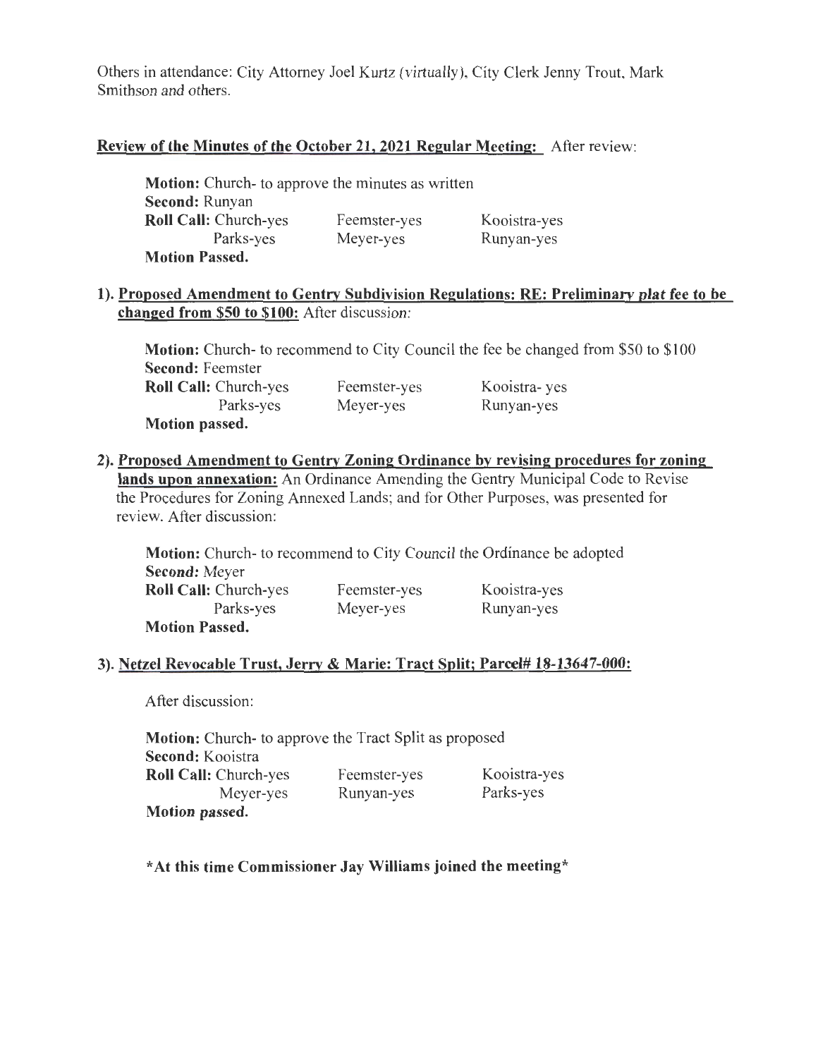Others in attendance: City Attorney Joel Kurtz (virtually), City Clerk Jenny Trout, Mark Smithson and others.

**Review of the Minutes of the October 21, 2021 Regular Meeting:** After review:

> **Motion:** Church- to approve the minutes as written
> **Second:** Runyan
>
> | **Roll Call:** Church-yes | Feemster-yes | Kooistra-yes |
> |---|---|---|
> | Parks-yes | Meyer-yes | Runyan-yes |
>
> **Motion Passed.**

**1). Proposed Amendment to Gentry Subdivision Regulations: RE: Preliminary plat fee to be changed from $50 to $100:** After discussion:

> **Motion:** Church- to recommend to City Council the fee be changed from $50 to $100
> **Second:** Feemster
>
> | **Roll Call:** Church-yes | Feemster-yes | Kooistra- yes |
> |---|---|---|
> | Parks-yes | Meyer-yes | Runyan-yes |
>
> **Motion passed.**

**2). Proposed Amendment to Gentry Zoning Ordinance by revising procedures for zoning lands upon annexation:** An Ordinance Amending the Gentry Municipal Code to Revise the Procedures for Zoning Annexed Lands; and for Other Purposes, was presented for review. After discussion:

> **Motion:** Church- to recommend to City Council the Ordinance be adopted
> **Second:** Meyer
>
> | **Roll Call:** Church-yes | Feemster-yes | Kooistra-yes |
> |---|---|---|
> | Parks-yes | Meyer-yes | Runyan-yes |
>
> **Motion Passed.**

**3). Netzel Revocable Trust, Jerry & Marie: Tract Split; Parcel# 18-13647-000:**

> After discussion:
>
> **Motion:** Church- to approve the Tract Split as proposed
> **Second:** Kooistra
>
> | **Roll Call:** Church-yes | Feemster-yes | Kooistra-yes |
> |---|---|---|
> | Meyer-yes | Runyan-yes | Parks-yes |
>
> **Motion passed.**
>
> ***At this time Commissioner Jay Williams joined the meeting***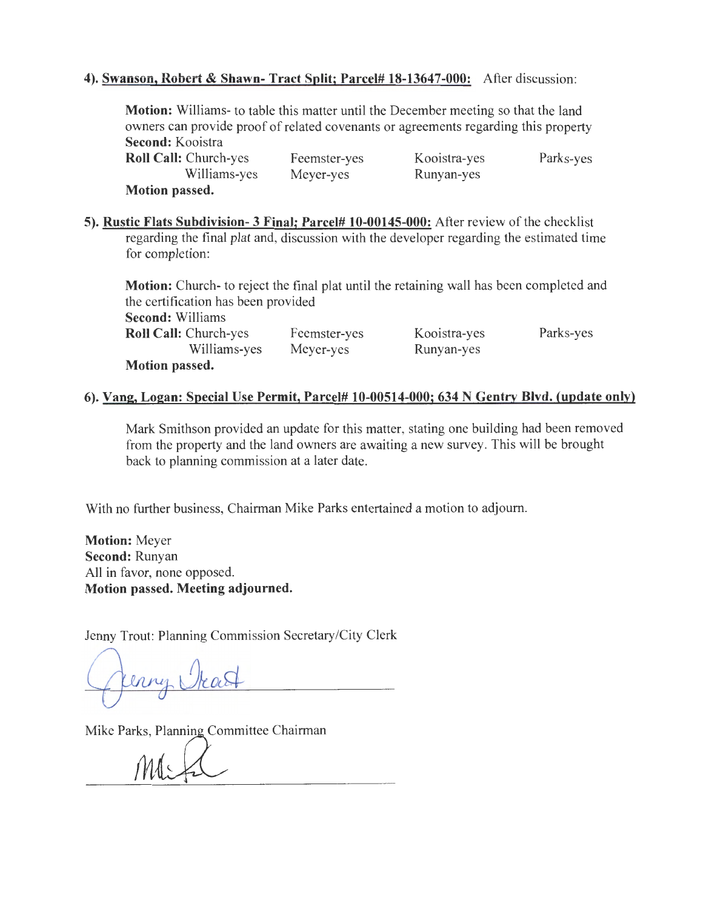4). **Swanson, Robert & Shawn- Tract Split; Parcel# 18-13647-000:** After discussion:

**Motion:** Williams- to table this matter until the December meeting so that the land owners can provide proof of related covenants or agreements regarding this property
**Second:** Kooistra

| | | | |
|---|---|---|---|
| **Roll Call:** Church-yes | Feemster-yes | Kooistra-yes | Parks-yes |
| Williams-yes | Meyer-yes | Runyan-yes | |

**Motion passed.**

5). **Rustic Flats Subdivision- 3 Final; Parcel# 10-00145-000:** After review of the checklist regarding the final plat and, discussion with the developer regarding the estimated time for completion:

**Motion:** Church- to reject the final plat until the retaining wall has been completed and the certification has been provided
**Second:** Williams

| | | | |
|---|---|---|---|
| **Roll Call:** Church-yes | Feemster-yes | Kooistra-yes | Parks-yes |
| Williams-yes | Meyer-yes | Runyan-yes | |

**Motion passed.**

6). **Vang, Logan: Special Use Permit, Parcel# 10-00514-000; 634 N Gentry Blvd. (update only)**

Mark Smithson provided an update for this matter, stating one building had been removed from the property and the land owners are awaiting a new survey. This will be brought back to planning commission at a later date.

With no further business, Chairman Mike Parks entertained a motion to adjourn.

**Motion:** Meyer
**Second:** Runyan
All in favor, none opposed.
**Motion passed. Meeting adjourned.**

Jenny Trout: Planning Commission Secretary/City Clerk

Jenny Trout

Mike Parks, Planning Committee Chairman

Mike Parks